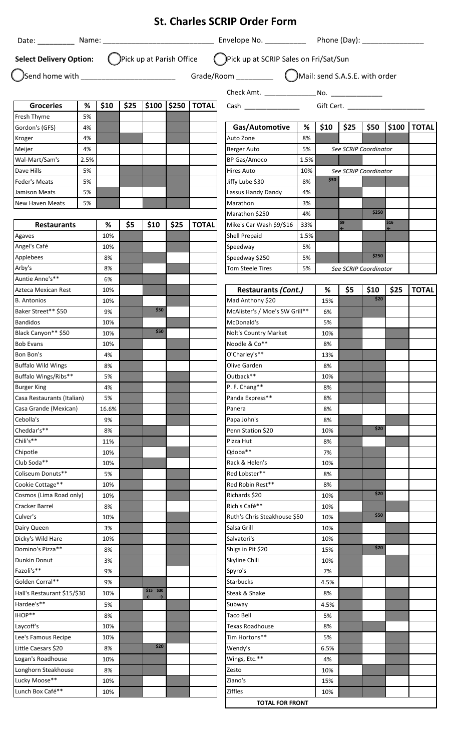# St. Charles SCRIP Order Form

Date: _________ Name: ___________________________ Envelope No. __________ Phone (Day): _______________

**Select Delivery Option:** ◯ Pick up at Parish Office ◯ Pick up at SCRIP Sales on Fri/Sat/Sun

◯ Send home with _______________________ Grade/Room _________ ◯ Mail: send S.A.S.E. with order

Check Amt. ______________ No. ______________

Cash ______________ Gift Cert. ____________________

| Groceries | % | $10 | $25 | $100 | $250 | TOTAL |
|---|---|---|---|---|---|---|
| Fresh Thyme | 5% | | | | | |
| Gordon's (GFS) | 4% | | | | | |
| Kroger | 4% | | | | | |
| Meijer | 4% | | | | | |
| Wal-Mart/Sam's | 2.5% | | | | | |
| Dave Hills | 5% | | | | | |
| Feder's Meats | 5% | | | | | |
| Jamison Meats | 5% | | | | | |
| New Haven Meats | 5% | | | | | |

| Restaurants | % | $5 | $10 | $25 | TOTAL |
|---|---|---|---|---|---|
| Agaves | 10% | | | | |
| Angel's Café | 10% | | | | |
| Applebees | 8% | | | | |
| Arby's | 8% | | | | |
| Auntie Anne's** | 6% | | | | |
| Azteca Mexican Rest | 10% | | | | |
| B. Antonios | 10% | | | | |
| Baker Street** $50 | 9% | | $50 | | |
| Bandidos | 10% | | | | |
| Black Canyon** $50 | 10% | | $50 | | |
| Bob Evans | 10% | | | | |
| Bon Bon's | 4% | | | | |
| Buffalo Wild Wings | 8% | | | | |
| Buffalo Wings/Ribs** | 5% | | | | |
| Burger King | 4% | | | | |
| Casa Restaurants (Italian) | 5% | | | | |
| Casa Grande (Mexican) | 16.6% | | | | |
| Cebolla's | 9% | | | | |
| Cheddar's** | 8% | | | | |
| Chili's** | 11% | | | | |
| Chipotle | 10% | | | | |
| Club Soda** | 10% | | | | |
| Coliseum Donuts** | 5% | | | | |
| Cookie Cottage** | 10% | | | | |
| Cosmos (Lima Road only) | 10% | | | | |
| Cracker Barrel | 8% | | | | |
| Culver's | 10% | | | | |
| Dairy Queen | 3% | | | | |
| Dicky's Wild Hare | 10% | | | | |
| Domino's Pizza** | 8% | | | | |
| Dunkin Donut | 3% | | | | |
| Fazoli's** | 9% | | | | |
| Golden Corral** | 9% | | | | |
| Hall's Restaurant $15/$30 | 10% | | $15 ← $30 → | | |
| Hardee's** | 5% | | | | |
| IHOP** | 8% | | | | |
| Laycoff's | 10% | | | | |
| Lee's Famous Recipe | 10% | | | | |
| Little Caesars $20 | 8% | | $20 | | |
| Logan's Roadhouse | 10% | | | | |
| Longhorn Steakhouse | 8% | | | | |
| Lucky Moose** | 10% | | | | |
| Lunch Box Café** | 10% | | | | |

| Gas/Automotive | % | $10 | $25 | $50 | $100 | TOTAL |
|---|---|---|---|---|---|---|
| Auto Zone | 8% | | | | | |
| Berger Auto | 5% | See SCRIP Coordinator | | | | |
| BP Gas/Amoco | 1.5% | | | | | |
| Hires Auto | 10% | See SCRIP Coordinator | | | | |
| Jiffy Lube $30 | 8% | $30 | | | | |
| Lassus Handy Dandy | 4% | | | | | |
| Marathon | 3% | | | | | |
| Marathon $250 | 4% | | | $250 | | |
| Mike's Car Wash $9/$16 | 33% | | $9 ← | | $16 ← | |
| Shell Prepaid | 1.5% | | | | | |
| Speedway | 5% | | | | | |
| Speedway $250 | 5% | | | $250 | | |
| Tom Steele Tires | 5% | See SCRIP Coordinator | | | | |

| Restaurants *(Cont.)* | % | $5 | $10 | $25 | TOTAL |
|---|---|---|---|---|---|
| Mad Anthony $20 | 15% | | $20 | | |
| McAlister's / Moe's SW Grill** | 6% | | | | |
| McDonald's | 5% | | | | |
| Nolt's Country Market | 10% | | | | |
| Noodle & Co** | 8% | | | | |
| O'Charley's** | 13% | | | | |
| Olive Garden | 8% | | | | |
| Outback** | 10% | | | | |
| P. F. Chang** | 8% | | | | |
| Panda Express** | 8% | | | | |
| Panera | 8% | | | | |
| Papa John's | 8% | | | | |
| Penn Station $20 | 10% | | $20 | | |
| Pizza Hut | 8% | | | | |
| Qdoba** | 7% | | | | |
| Rack & Helen's | 10% | | | | |
| Red Lobster** | 8% | | | | |
| Red Robin Rest** | 8% | | | | |
| Richards $20 | 10% | | $20 | | |
| Rich's Café** | 10% | | | | |
| Ruth's Chris Steakhouse $50 | 10% | | $50 | | |
| Salsa Grill | 10% | | | | |
| Salvatori's | 10% | | | | |
| Shigs in Pit $20 | 15% | | $20 | | |
| Skyline Chili | 10% | | | | |
| Spyro's | 7% | | | | |
| Starbucks | 4.5% | | | | |
| Steak & Shake | 8% | | | | |
| Subway | 4.5% | | | | |
| Taco Bell | 5% | | | | |
| Texas Roadhouse | 8% | | | | |
| Tim Hortons** | 5% | | | | |
| Wendy's | 6.5% | | | | |
| Wings, Etc.** | 4% | | | | |
| Zesto | 10% | | | | |
| Ziano's | 15% | | | | |
| Ziffles | 10% | | | | |
| **TOTAL FOR FRONT** | | | | | |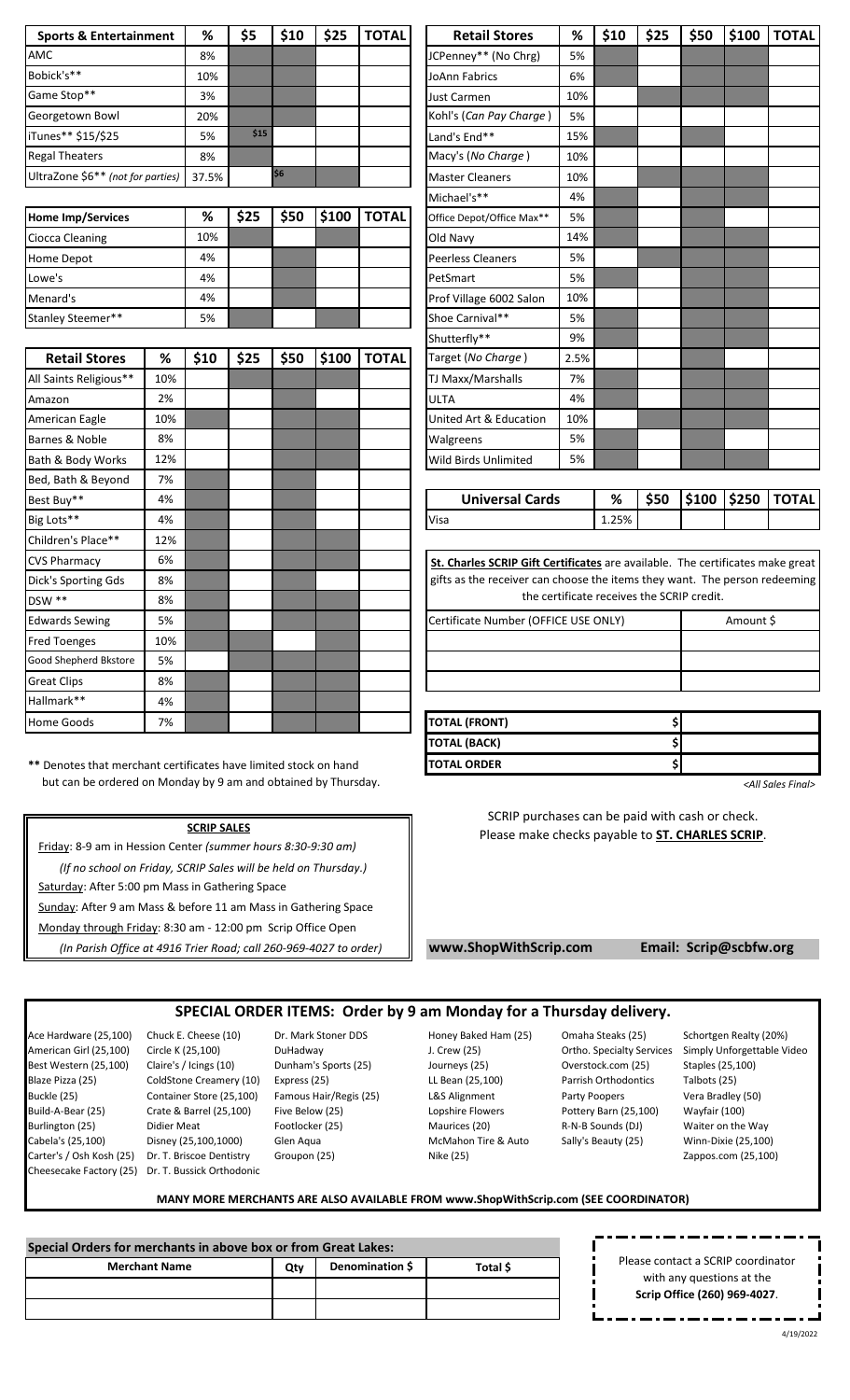| Sports & Entertainment | % | $5 | $10 | $25 | TOTAL |
|---|---|---|---|---|---|
| AMC | 8% | | | | |
| Bobick's** | 10% | | | | |
| Game Stop** | 3% | | | | |
| Georgetown Bowl | 20% | | | | |
| iTunes** $15/$25 | 5% | $15 | | | |
| Regal Theaters | 8% | | | | |
| UltraZone $6** *(not for parties)* | 37.5% | | $6 | | |

| Home Imp/Services | % | $25 | $50 | $100 | TOTAL |
|---|---|---|---|---|---|
| Ciocca Cleaning | 10% | | | | |
| Home Depot | 4% | | | | |
| Lowe's | 4% | | | | |
| Menard's | 4% | | | | |
| Stanley Steemer** | 5% | | | | |

| Retail Stores | % | $10 | $25 | $50 | $100 | TOTAL |
|---|---|---|---|---|---|---|
| All Saints Religious** | 10% | | | | | |
| Amazon | 2% | | | | | |
| American Eagle | 10% | | | | | |
| Barnes & Noble | 8% | | | | | |
| Bath & Body Works | 12% | | | | | |
| Bed, Bath & Beyond | 7% | | | | | |
| Best Buy** | 4% | | | | | |
| Big Lots** | 4% | | | | | |
| Children's Place** | 12% | | | | | |
| CVS Pharmacy | 6% | | | | | |
| Dick's Sporting Gds | 8% | | | | | |
| DSW ** | 8% | | | | | |
| Edwards Sewing | 5% | | | | | |
| Fred Toenges | 10% | | | | | |
| Good Shepherd Bkstore | 5% | | | | | |
| Great Clips | 8% | | | | | |
| Hallmark** | 4% | | | | | |
| Home Goods | 7% | | | | | |

**** Denotes that merchant certificates have limited stock on hand but can be ordered on Monday by 9 am and obtained by Thursday.

| Retail Stores | % | $10 | $25 | $50 | $100 | TOTAL |
|---|---|---|---|---|---|---|
| JCPenney** (No Chrg) | 5% | | | | | |
| JoAnn Fabrics | 6% | | | | | |
| Just Carmen | 10% | | | | | |
| Kohl's (*Can Pay Charge*) | 5% | | | | | |
| Land's End** | 15% | | | | | |
| Macy's (*No Charge*) | 10% | | | | | |
| Master Cleaners | 10% | | | | | |
| Michael's** | 4% | | | | | |
| Office Depot/Office Max** | 5% | | | | | |
| Old Navy | 14% | | | | | |
| Peerless Cleaners | 5% | | | | | |
| PetSmart | 5% | | | | | |
| Prof Village 6002 Salon | 10% | | | | | |
| Shoe Carnival** | 5% | | | | | |
| Shutterfly** | 9% | | | | | |
| Target (*No Charge*) | 2.5% | | | | | |
| TJ Maxx/Marshalls | 7% | | | | | |
| ULTA | 4% | | | | | |
| United Art & Education | 10% | | | | | |
| Walgreens | 5% | | | | | |
| Wild Birds Unlimited | 5% | | | | | |

| Universal Cards | % | $50 | $100 | $250 | TOTAL |
|---|---|---|---|---|---|
| Visa | 1.25% | | | | |

**St. Charles SCRIP Gift Certificates** are available. The certificates make great gifts as the receiver can choose the items they want. The person redeeming the certificate receives the SCRIP credit.

| Certificate Number (OFFICE USE ONLY) | Amount $ |
|---|---|
| | |
| | |
| | |

| | |
|---|---|
| **TOTAL (FRONT)** | $ |
| **TOTAL (BACK)** | $ |
| **TOTAL ORDER** | $ |

*<All Sales Final>*

**SCRIP SALES**

Friday: 8-9 am in Hession Center *(summer hours 8:30-9:30 am)*

*(If no school on Friday, SCRIP Sales will be held on Thursday.)*

Saturday: After 5:00 pm Mass in Gathering Space

Sunday: After 9 am Mass & before 11 am Mass in Gathering Space

Monday through Friday: 8:30 am - 12:00 pm Scrip Office Open

*(In Parish Office at 4916 Trier Road; call 260-969-4027 to order)*

SCRIP purchases can be paid with cash or check. Please make checks payable to **ST. CHARLES SCRIP**.

**www.ShopWithScrip.com** **Email: Scrip@scbfw.org**

## SPECIAL ORDER ITEMS: Order by 9 am Monday for a Thursday delivery.

Ace Hardware (25,100)
American Girl (25,100)
Best Western (25,100)
Blaze Pizza (25)
Buckle (25)
Build-A-Bear (25)
Burlington (25)
Cabela's (25,100)
Carter's / Osh Kosh (25)
Cheesecake Factory (25)
Chuck E. Cheese (10)
Circle K (25,100)
Claire's / Icings (10)
ColdStone Creamery (10)
Container Store (25,100)
Crate & Barrel (25,100)
Didier Meat
Disney (25,100,1000)
Dr. T. Briscoe Dentistry
Dr. T. Bussick Orthodonic
Dr. Mark Stoner DDS
DuHadway
Dunham's Sports (25)
Express (25)
Famous Hair/Regis (25)
Five Below (25)
Footlocker (25)
Glen Aqua
Groupon (25)
Honey Baked Ham (25)
J. Crew (25)
Journeys (25)
LL Bean (25,100)
L&S Alignment
Lopshire Flowers
Maurices (20)
McMahon Tire & Auto
Nike (25)
Omaha Steaks (25)
Ortho. Specialty Services
Overstock.com (25)
Parrish Orthodontics
Party Poopers
Pottery Barn (25,100)
R-N-B Sounds (DJ)
Sally's Beauty (25)
Schortgen Realty (20%)
Simply Unforgettable Video
Staples (25,100)
Talbots (25)
Vera Bradley (50)
Wayfair (100)
Waiter on the Way
Winn-Dixie (25,100)
Zappos.com (25,100)

**MANY MORE MERCHANTS ARE ALSO AVAILABLE FROM www.ShopWithScrip.com (SEE COORDINATOR)**

**Special Orders for merchants in above box or from Great Lakes:**

| Merchant Name | Qty | Denomination $ | Total $ |
|---|---|---|---|
| | | | |
| | | | |

Please contact a SCRIP coordinator with any questions at the **Scrip Office (260) 969-4027**.

4/19/2022